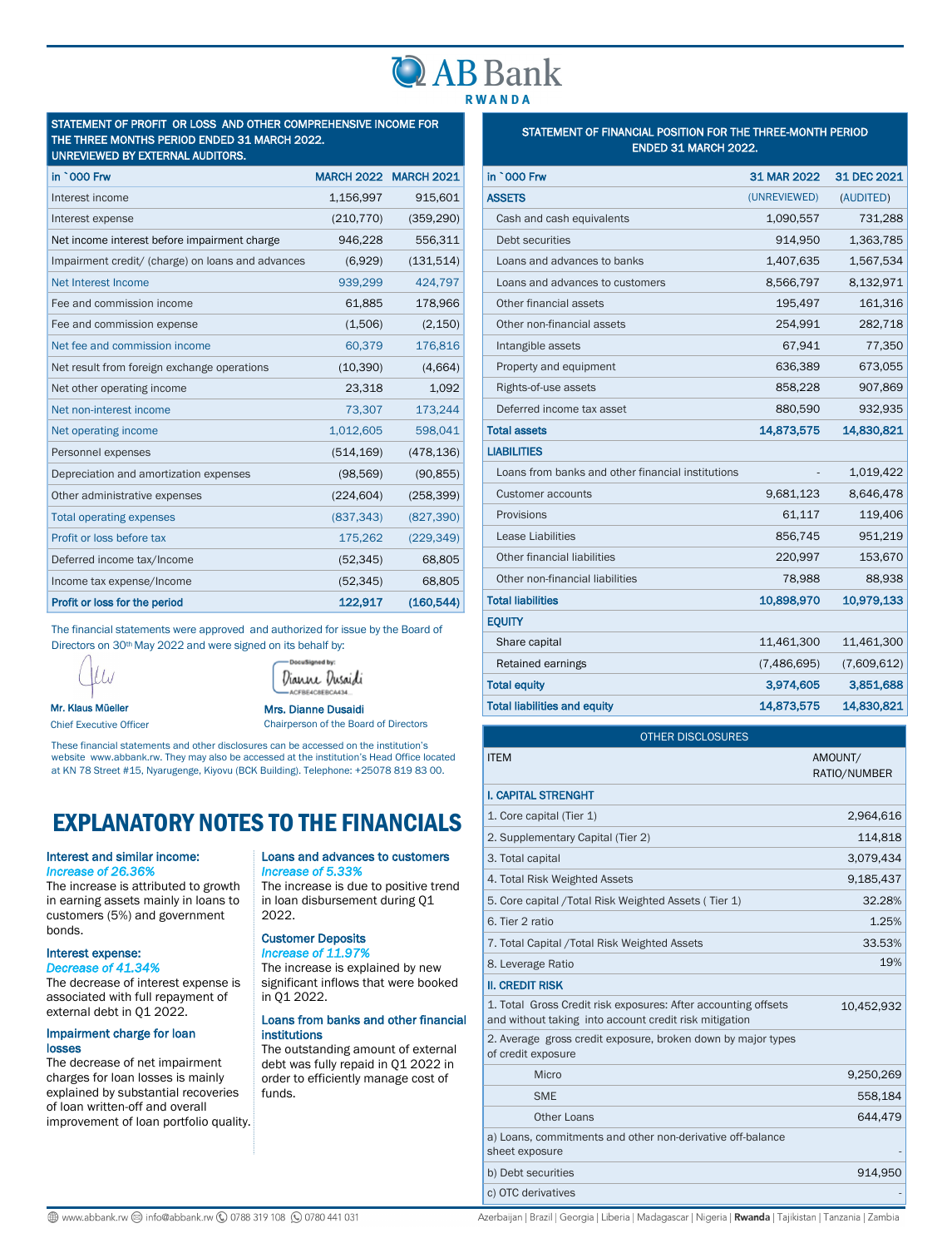# AB Bank RWANDA

## STATEMENT OF PROFIT OR LOSS AND OTHER COMPREHENSIVE INCOME FOR THE THREE MONTHS PERIOD ENDED 31 MARCH 2022. UNREVIEWED BY EXTERNAL AUDITORS.

| in `000 Frw | MARCH 2022 | MARCH 2021 |
|---|---|---|
| Interest income | 1,156,997 | 915,601 |
| Interest expense | (210,770) | (359,290) |
| Net income interest before impairment charge | 946,228 | 556,311 |
| Impairment credit/ (charge) on loans and advances | (6,929) | (131,514) |
| Net Interest Income | 939,299 | 424,797 |
| Fee and commission income | 61,885 | 178,966 |
| Fee and commission expense | (1,506) | (2,150) |
| Net fee and commission income | 60,379 | 176,816 |
| Net result from foreign exchange operations | (10,390) | (4,664) |
| Net other operating income | 23,318 | 1,092 |
| Net non-interest income | 73,307 | 173,244 |
| Net operating income | 1,012,605 | 598,041 |
| Personnel expenses | (514,169) | (478,136) |
| Depreciation and amortization expenses | (98,569) | (90,855) |
| Other administrative expenses | (224,604) | (258,399) |
| Total operating expenses | (837,343) | (827,390) |
| Profit or loss before tax | 175,262 | (229,349) |
| Deferred income tax/Income | (52,345) | 68,805 |
| Income tax expense/Income | (52,345) | 68,805 |
| **Profit or loss for the period** | **122,917** | **(160,544)** |

The financial statements were approved and authorized for issue by the Board of Directors on 30th May 2022 and were signed on its behalf by:

**Mr. Klaus Müeller**
Chief Executive Officer

**Mrs. Dianne Dusaidi**
Chairperson of the Board of Directors

These financial statements and other disclosures can be accessed on the institution's website www.abbank.rw. They may also be accessed at the institution's Head Office located at KN 78 Street #15, Nyarugenge, Kiyovu (BCK Building). Telephone: +25078 819 83 00.

## STATEMENT OF FINANCIAL POSITION FOR THE THREE-MONTH PERIOD ENDED 31 MARCH 2022.

| in `000 Frw | 31 MAR 2022 | 31 DEC 2021 |
|---|---|---|
| **ASSETS** | (UNREVIEWED) | (AUDITED) |
| Cash and cash equivalents | 1,090,557 | 731,288 |
| Debt securities | 914,950 | 1,363,785 |
| Loans and advances to banks | 1,407,635 | 1,567,534 |
| Loans and advances to customers | 8,566,797 | 8,132,971 |
| Other financial assets | 195,497 | 161,316 |
| Other non-financial assets | 254,991 | 282,718 |
| Intangible assets | 67,941 | 77,350 |
| Property and equipment | 636,389 | 673,055 |
| Rights-of-use assets | 858,228 | 907,869 |
| Deferred income tax asset | 880,590 | 932,935 |
| **Total assets** | **14,873,575** | **14,830,821** |
| **LIABILITIES** | | |
| Loans from banks and other financial institutions | - | 1,019,422 |
| Customer accounts | 9,681,123 | 8,646,478 |
| Provisions | 61,117 | 119,406 |
| Lease Liabilities | 856,745 | 951,219 |
| Other financial liabilities | 220,997 | 153,670 |
| Other non-financial liabilities | 78,988 | 88,938 |
| **Total liabilities** | **10,898,970** | **10,979,133** |
| **EQUITY** | | |
| Share capital | 11,461,300 | 11,461,300 |
| Retained earnings | (7,486,695) | (7,609,612) |
| **Total equity** | **3,974,605** | **3,851,688** |
| **Total liabilities and equity** | **14,873,575** | **14,830,821** |

## OTHER DISCLOSURES

| ITEM | AMOUNT/ RATIO/NUMBER |
|---|---|
| **I. CAPITAL STRENGHT** | |
| 1. Core capital (Tier 1) | 2,964,616 |
| 2. Supplementary Capital (Tier 2) | 114,818 |
| 3. Total capital | 3,079,434 |
| 4. Total Risk Weighted Assets | 9,185,437 |
| 5. Core capital /Total Risk Weighted Assets ( Tier 1) | 32.28% |
| 6. Tier 2 ratio | 1.25% |
| 7. Total Capital /Total Risk Weighted Assets | 33.53% |
| 8. Leverage Ratio | 19% |
| **II. CREDIT RISK** | |
| 1. Total Gross Credit risk exposures: After accounting offsets and without taking into account credit risk mitigation | 10,452,932 |
| 2. Average gross credit exposure, broken down by major types of credit exposure | |
| Micro | 9,250,269 |
| SME | 558,184 |
| Other Loans | 644,479 |
| a) Loans, commitments and other non-derivative off-balance sheet exposure | - |
| b) Debt securities | 914,950 |
| c) OTC derivatives | - |

# EXPLANATORY NOTES TO THE FINANCIALS

**Interest and similar income:**
*Increase of 26.36%*
The increase is attributed to growth in earning assets mainly in loans to customers (5%) and government bonds.

**Interest expense:**
*Decrease of 41.34%*
The decrease of interest expense is associated with full repayment of external debt in Q1 2022.

**Impairment charge for loan losses**
The decrease of net impairment charges for loan losses is mainly explained by substantial recoveries of loan written-off and overall improvement of loan portfolio quality.

**Loans and advances to customers**
*Increase of 5.33%*
The increase is due to positive trend in loan disbursement during Q1 2022.

**Customer Deposits**
*Increase of 11.97%*
The increase is explained by new significant inflows that were booked in Q1 2022.

**Loans from banks and other financial institutions**
The outstanding amount of external debt was fully repaid in Q1 2022 in order to efficiently manage cost of funds.

www.abbank.rw | info@abbank.rw | 0788 319 108 | 0780 441 031

Azerbaijan | Brazil | Georgia | Liberia | Madagascar | Nigeria | **Rwanda** | Tajikistan | Tanzania | Zambia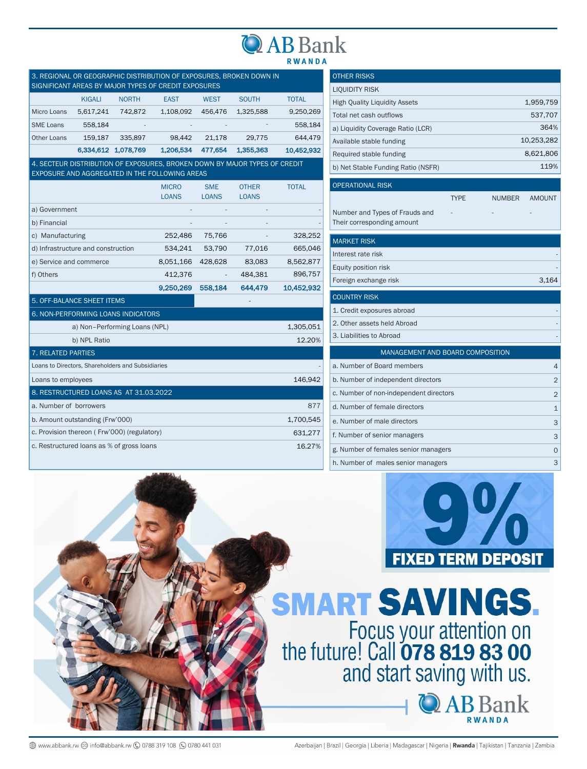# AB Bank RWANDA

## 3. REGIONAL OR GEOGRAPHIC DISTRIBUTION OF EXPOSURES, BROKEN DOWN IN SIGNIFICANT AREAS BY MAJOR TYPES OF CREDIT EXPOSURES

| | KIGALI | NORTH | EAST | WEST | SOUTH | TOTAL |
|---|---|---|---|---|---|---|
| Micro Loans | 5,617,241 | 742,872 | 1,108,092 | 456,476 | 1,325,588 | 9,250,269 |
| SME Loans | 558,184 | - | - | - | - | 558,184 |
| Other Loans | 159,187 | 335,897 | 98,442 | 21,178 | 29,775 | 644,479 |
| | **6,334,612** | **1,078,769** | **1,206,534** | **477,654** | **1,355,363** | **10,452,932** |

## 4. SECTEUR DISTRIBUTION OF EXPOSURES, BROKEN DOWN BY MAJOR TYPES OF CREDIT EXPOSURE AND AGGREGATED IN THE FOLLOWING AREAS

| | MICRO LOANS | SME LOANS | OTHER LOANS | TOTAL |
|---|---|---|---|---|
| a) Government | - | - | - | - |
| b) Financial | - | - | - | - |
| c) Manufacturing | 252,486 | 75,766 | - | 328,252 |
| d) Infrastructure and construction | 534,241 | 53,790 | 77,016 | 665,046 |
| e) Service and commerce | 8,051,166 | 428,628 | 83,083 | 8,562,877 |
| f) Others | 412,376 | - | 484,381 | 896,757 |
| | **9,250,269** | **558,184** | **644,479** | **10,452,932** |

## 5. OFF-BALANCE SHEET ITEMS

-

## 6. NON-PERFORMING LOANS INDICATORS

| | |
|---|---|
| a) Non–Performing Loans (NPL) | 1,305,051 |
| b) NPL Ratio | 12.20% |

## 7. RELATED PARTIES

| | |
|---|---|
| Loans to Directors, Shareholders and Subsidiaries | - |
| Loans to employees | 146,942 |

## 8. RESTRUCTURED LOANS AS AT 31.03.2022

| | |
|---|---|
| a. Number of borrowers | 877 |
| b. Amount outstanding (Frw'000) | 1,700,545 |
| c. Provision thereon ( Frw'000) (regulatory) | 631,277 |
| c. Restructured loans as % of gross loans | 16.27% |

## OTHER RISKS

### LIQUIDITY RISK

| | |
|---|---|
| High Quality Liquidity Assets | 1,959,759 |
| Total net cash outflows | 537,707 |
| a) Liquidity Coverage Ratio (LCR) | 364% |
| Available stable funding | 10,253,282 |
| Required stable funding | 8,621,806 |
| b) Net Stable Funding Ratio (NSFR) | 119% |

### OPERATIONAL RISK

| | TYPE | NUMBER | AMOUNT |
|---|---|---|---|
| Number and Types of Frauds and Their corresponding amount | - | - | - |

### MARKET RISK

| | |
|---|---|
| Interest rate risk | - |
| Equity position risk | - |
| Foreign exchange risk | 3,164 |

### COUNTRY RISK

| | |
|---|---|
| 1. Credit exposures abroad | - |
| 2. Other assets held Abroad | - |
| 3. Liabilities to Abroad | - |

### MANAGEMENT AND BOARD COMPOSITION

| | |
|---|---|
| a. Number of Board members | 4 |
| b. Number of independent directors | 2 |
| c. Number of non-independent directors | 2 |
| d. Number of female directors | 1 |
| e. Number of male directors | 3 |
| f. Number of senior managers | 3 |
| g. Number of females senior managers | 0 |
| h. Number of males senior managers | 3 |

9% FIXED TERM DEPOSIT

SMART SAVINGS.

Focus your attention on the future! Call **078 819 83 00** and start saving with us.

AB Bank RWANDA

www.abbank.rw info@abbank.rw 0788 319 108 0780 441 031

Azerbaijan | Brazil | Georgia | Liberia | Madagascar | Nigeria | **Rwanda** | Tajikistan | Tanzania | Zambia